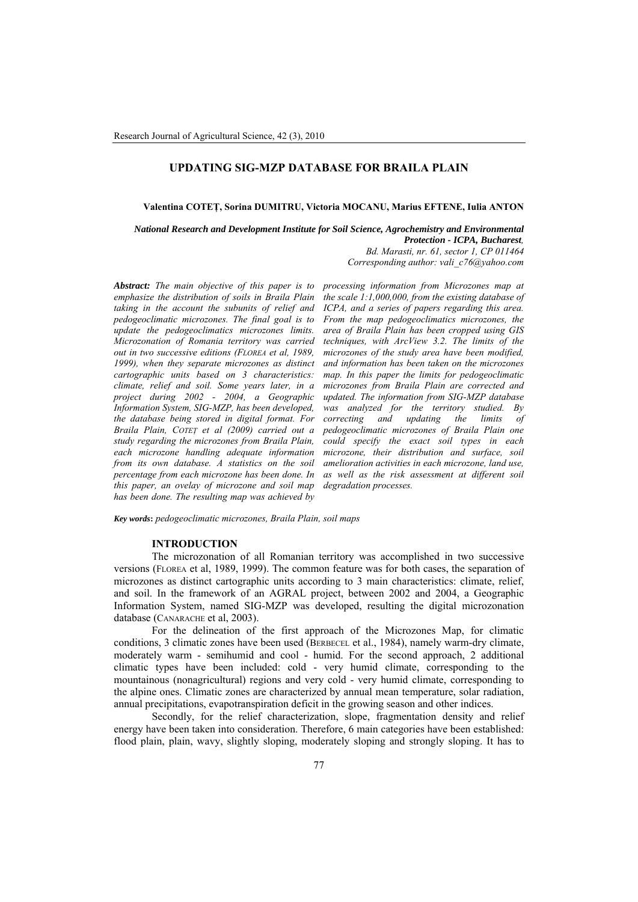# UPDATING SIG-MZP DATABASE FOR BRAILA PLAIN

**Valentina COTEȚ, Sorina DUMITRU, Victoria MOCANU, Marius EFTENE, Iulia ANTON**

***National Research and Development Institute for Soil Science, Agrochemistry and Environmental Protection - ICPA, Bucharest,***
*Bd. Marasti, nr. 61, sector 1, CP 011464*
*Corresponding author: vali_c76@yahoo.com*

***Abstract:*** *The main objective of this paper is to emphasize the distribution of soils in Braila Plain taking in the account the subunits of relief and pedogeoclimatic microzones. The final goal is to update the pedogeoclimatics microzones limits. Microzonation of Romania territory was carried out in two successive editions (FLOREA et al, 1989, 1999), when they separate microzones as distinct cartographic units based on 3 characteristics: climate, relief and soil. Some years later, in a project during 2002 - 2004, a Geographic Information System, SIG-MZP, has been developed, the database being stored in digital format. For Braila Plain, COTEȚ et al (2009) carried out a study regarding the microzones from Braila Plain, each microzone handling adequate information from its own database. A statistics on the soil percentage from each microzone has been done. In this paper, an ovelay of microzone and soil map has been done. The resulting map was achieved by processing information from Microzones map at the scale 1:1,000,000, from the existing database of ICPA, and a series of papers regarding this area. From the map pedogeoclimatics microzones, the area of Braila Plain has been cropped using GIS techniques, with ArcView 3.2. The limits of the microzones of the study area have been modified, and information has been taken on the microzones map. In this paper the limits for pedogeoclimatic microzones from Braila Plain are corrected and updated. The information from SIG-MZP database was analyzed for the territory studied. By correcting and updating the limits of pedogeoclimatic microzones of Braila Plain one could specify the exact soil types in each microzone, their distribution and surface, soil amelioration activities in each microzone, land use, as well as the risk assessment at different soil degradation processes.*

***Key words*****:** *pedogeoclimatic microzones, Braila Plain, soil maps*

## INTRODUCTION

The microzonation of all Romanian territory was accomplished in two successive versions (FLOREA et al, 1989, 1999). The common feature was for both cases, the separation of microzones as distinct cartographic units according to 3 main characteristics: climate, relief, and soil. In the framework of an AGRAL project, between 2002 and 2004, a Geographic Information System, named SIG-MZP was developed, resulting the digital microzonation database (CANARACHE et al, 2003).

For the delineation of the first approach of the Microzones Map, for climatic conditions, 3 climatic zones have been used (BERBECEL et al., 1984), namely warm-dry climate, moderately warm - semihumid and cool - humid. For the second approach, 2 additional climatic types have been included: cold - very humid climate, corresponding to the mountainous (nonagricultural) regions and very cold - very humid climate, corresponding to the alpine ones. Climatic zones are characterized by annual mean temperature, solar radiation, annual precipitations, evapotranspiration deficit in the growing season and other indices.

Secondly, for the relief characterization, slope, fragmentation density and relief energy have been taken into consideration. Therefore, 6 main categories have been established: flood plain, plain, wavy, slightly sloping, moderately sloping and strongly sloping. It has to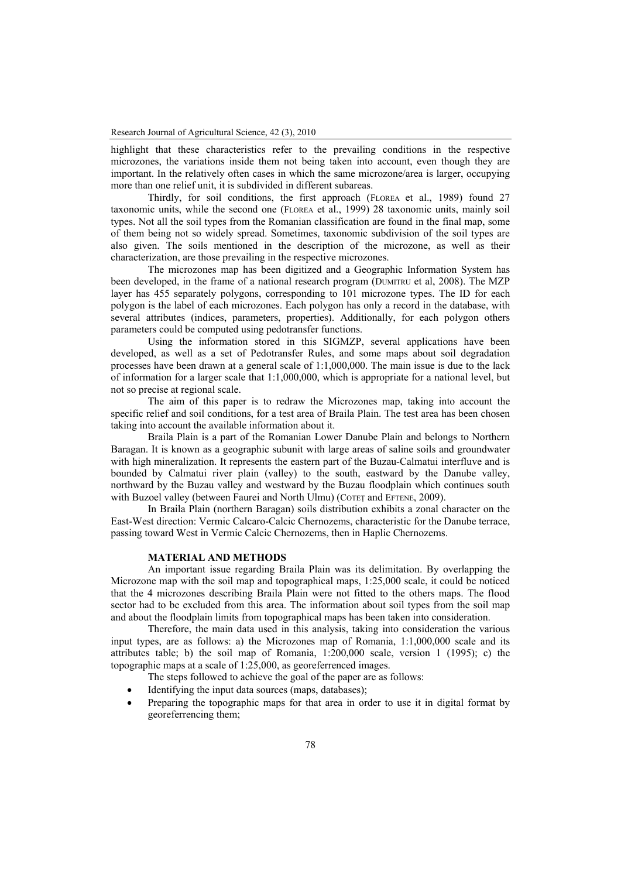highlight that these characteristics refer to the prevailing conditions in the respective microzones, the variations inside them not being taken into account, even though they are important. In the relatively often cases in which the same microzone/area is larger, occupying more than one relief unit, it is subdivided in different subareas.

Thirdly, for soil conditions, the first approach (FLOREA et al., 1989) found 27 taxonomic units, while the second one (FLOREA et al., 1999) 28 taxonomic units, mainly soil types. Not all the soil types from the Romanian classification are found in the final map, some of them being not so widely spread. Sometimes, taxonomic subdivision of the soil types are also given. The soils mentioned in the description of the microzone, as well as their characterization, are those prevailing in the respective microzones.

The microzones map has been digitized and a Geographic Information System has been developed, in the frame of a national research program (DUMITRU et al, 2008). The MZP layer has 455 separately polygons, corresponding to 101 microzone types. The ID for each polygon is the label of each microzones. Each polygon has only a record in the database, with several attributes (indices, parameters, properties). Additionally, for each polygon others parameters could be computed using pedotransfer functions.

Using the information stored in this SIGMZP, several applications have been developed, as well as a set of Pedotransfer Rules, and some maps about soil degradation processes have been drawn at a general scale of 1:1,000,000. The main issue is due to the lack of information for a larger scale that 1:1,000,000, which is appropriate for a national level, but not so precise at regional scale.

The aim of this paper is to redraw the Microzones map, taking into account the specific relief and soil conditions, for a test area of Braila Plain. The test area has been chosen taking into account the available information about it.

Braila Plain is a part of the Romanian Lower Danube Plain and belongs to Northern Baragan. It is known as a geographic subunit with large areas of saline soils and groundwater with high mineralization. It represents the eastern part of the Buzau-Calmatui interfluve and is bounded by Calmatui river plain (valley) to the south, eastward by the Danube valley, northward by the Buzau valley and westward by the Buzau floodplain which continues south with Buzoel valley (between Faurei and North Ulmu) (COTEȚ and EFTENE, 2009).

In Braila Plain (northern Baragan) soils distribution exhibits a zonal character on the East-West direction: Vermic Calcaro-Calcic Chernozems, characteristic for the Danube terrace, passing toward West in Vermic Calcic Chernozems, then in Haplic Chernozems.

## MATERIAL AND METHODS

An important issue regarding Braila Plain was its delimitation. By overlapping the Microzone map with the soil map and topographical maps, 1:25,000 scale, it could be noticed that the 4 microzones describing Braila Plain were not fitted to the others maps. The flood sector had to be excluded from this area. The information about soil types from the soil map and about the floodplain limits from topographical maps has been taken into consideration.

Therefore, the main data used in this analysis, taking into consideration the various input types, are as follows: a) the Microzones map of Romania, 1:1,000,000 scale and its attributes table; b) the soil map of Romania, 1:200,000 scale, version 1 (1995); c) the topographic maps at a scale of 1:25,000, as georeferrenced images.

The steps followed to achieve the goal of the paper are as follows:

- Identifying the input data sources (maps, databases);
- Preparing the topographic maps for that area in order to use it in digital format by georeferrencing them;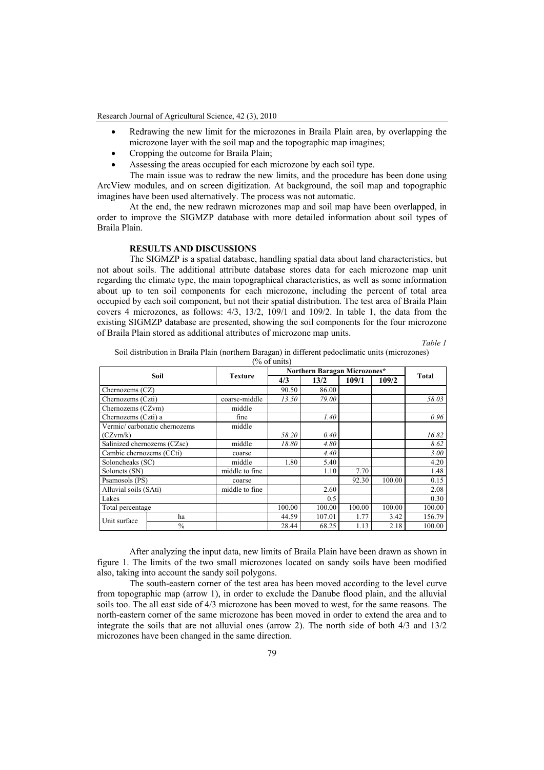- Redrawing the new limit for the microzones in Braila Plain area, by overlapping the microzone layer with the soil map and the topographic map imagines;
- Cropping the outcome for Braila Plain;
- Assessing the areas occupied for each microzone by each soil type.

The main issue was to redraw the new limits, and the procedure has been done using ArcView modules, and on screen digitization. At background, the soil map and topographic imagines have been used alternatively. The process was not automatic.

At the end, the new redrawn microzones map and soil map have been overlapped, in order to improve the SIGMZP database with more detailed information about soil types of Braila Plain.

## RESULTS AND DISCUSSIONS

The SIGMZP is a spatial database, handling spatial data about land characteristics, but not about soils. The additional attribute database stores data for each microzone map unit regarding the climate type, the main topographical characteristics, as well as some information about up to ten soil components for each microzone, including the percent of total area occupied by each soil component, but not their spatial distribution. The test area of Braila Plain covers 4 microzones, as follows: 4/3, 13/2, 109/1 and 109/2. In table 1, the data from the existing SIGMZP database are presented, showing the soil components for the four microzone of Braila Plain stored as additional attributes of microzone map units.

*Table 1*

Soil distribution in Braila Plain (northern Baragan) in different pedoclimatic units (microzones) (% of units)

| Soil | | Texture | Northern Baragan Microzones* | | | | Total |
|---|---|---|---|---|---|---|---|
| | | | 4/3 | 13/2 | 109/1 | 109/2 | |
| Chernozems (CZ) | | | 90.50 | 86.00 | | | |
| Chernozems (Czti) | | coarse-middle | *13.50* | *79.00* | | | *58.03* |
| Chernozems (CZvm) | | middle | | | | | |
| Chernozems (Czti) a | | fine | | *1.40* | | | *0.96* |
| Vermic/ carbonatic chernozems (CZvm/k) | | middle | *58.20* | *0.40* | | | *16.82* |
| Salinized chernozems (CZsc) | | middle | *18.80* | *4.80* | | | *8.62* |
| Cambic chernozems (CCti) | | coarse | | *4.40* | | | *3.00* |
| Soloncheaks (SC) | | middle | 1.80 | 5.40 | | | 4.20 |
| Solonets (SN) | | middle to fine | | 1.10 | 7.70 | | 1.48 |
| Psamosols (PS) | | coarse | | | 92.30 | 100.00 | 0.15 |
| Alluvial soils (SAti) | | middle to fine | | 2.60 | | | 2.08 |
| Lakes | | | | 0.5 | | | 0.30 |
| Total percentage | | | 100.00 | 100.00 | 100.00 | 100.00 | 100.00 |
| Unit surface | ha | | 44.59 | 107.01 | 1.77 | 3.42 | 156.79 |
| | % | | 28.44 | 68.25 | 1.13 | 2.18 | 100.00 |

After analyzing the input data, new limits of Braila Plain have been drawn as shown in figure 1. The limits of the two small microzones located on sandy soils have been modified also, taking into account the sandy soil polygons.

The south-eastern corner of the test area has been moved according to the level curve from topographic map (arrow 1), in order to exclude the Danube flood plain, and the alluvial soils too. The all east side of 4/3 microzone has been moved to west, for the same reasons. The north-eastern corner of the same microzone has been moved in order to extend the area and to integrate the soils that are not alluvial ones (arrow 2). The north side of both 4/3 and 13/2 microzones have been changed in the same direction.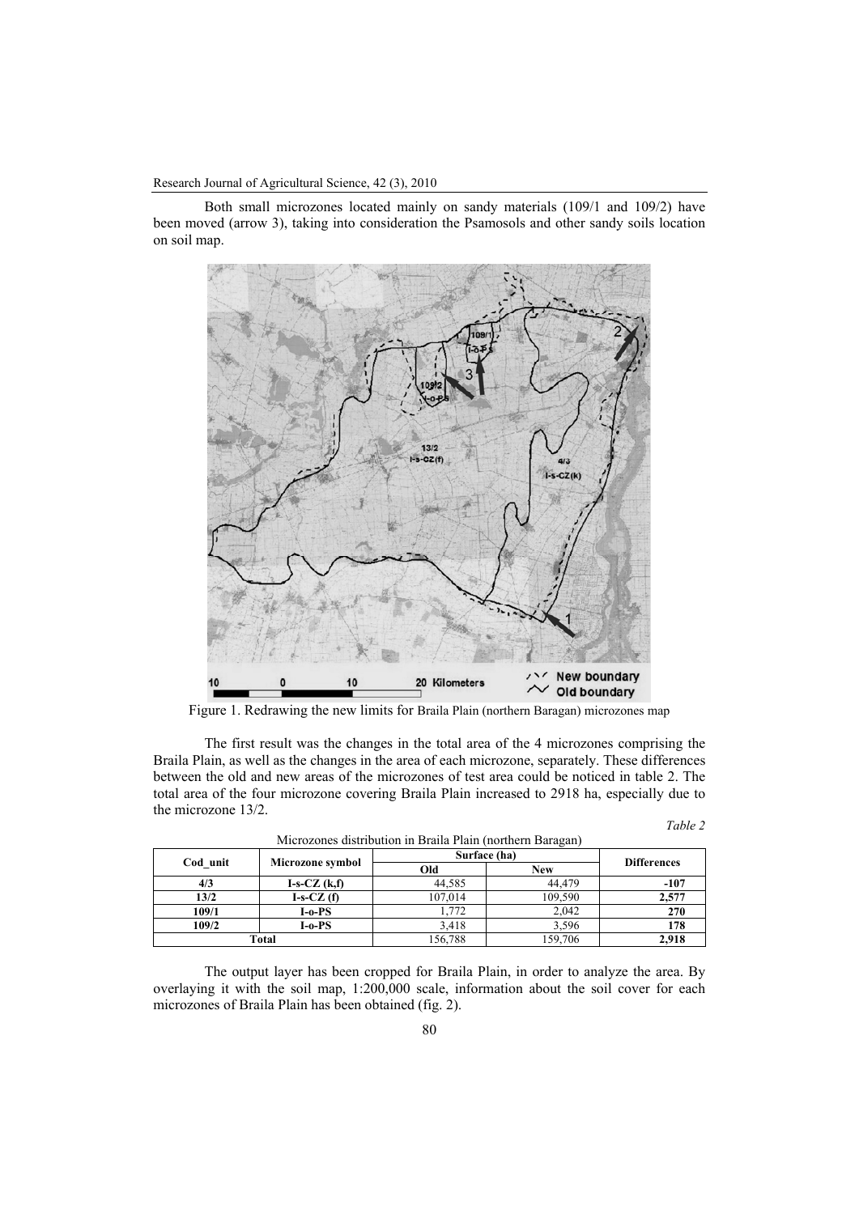Both small microzones located mainly on sandy materials (109/1 and 109/2) have been moved (arrow 3), taking into consideration the Psamosols and other sandy soils location on soil map.

Figure 1. Redrawing the new limits for Braila Plain (northern Baragan) microzones map

The first result was the changes in the total area of the 4 microzones comprising the Braila Plain, as well as the changes in the area of each microzone, separately. These differences between the old and new areas of the microzones of test area could be noticed in table 2. The total area of the four microzone covering Braila Plain increased to 2918 ha, especially due to the microzone 13/2.

*Table 2*

Microzones distribution in Braila Plain (northern Baragan)

| Cod_unit | Microzone symbol | Surface (ha) | | Differences |
|---|---|---|---|---|
| | | Old | New | |
| 4/3 | I-s-CZ (k,f) | 44,585 | 44,479 | -107 |
| 13/2 | I-s-CZ (f) | 107,014 | 109,590 | 2,577 |
| 109/1 | I-o-PS | 1,772 | 2,042 | 270 |
| 109/2 | I-o-PS | 3,418 | 3,596 | 178 |
| Total | | 156,788 | 159,706 | 2,918 |

The output layer has been cropped for Braila Plain, in order to analyze the area. By overlaying it with the soil map, 1:200,000 scale, information about the soil cover for each microzones of Braila Plain has been obtained (fig. 2).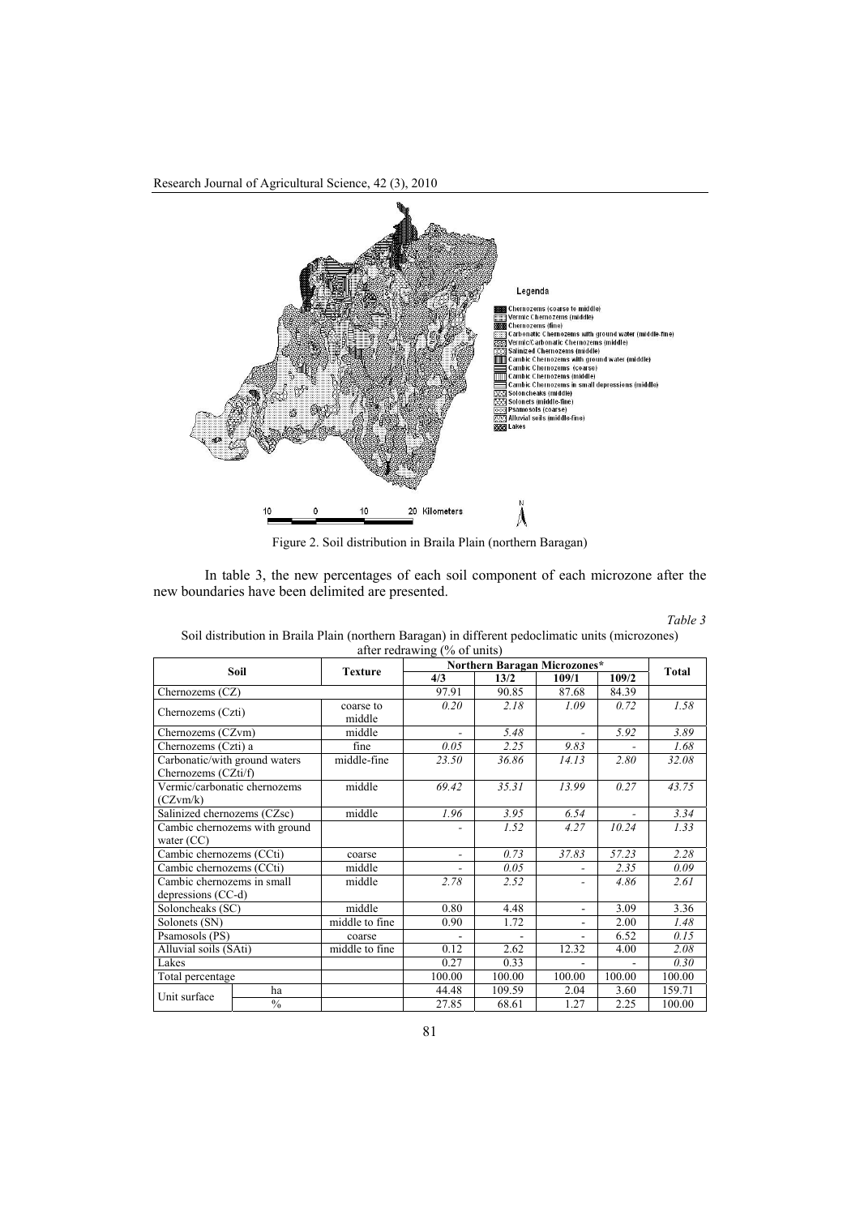Figure 2. Soil distribution in Braila Plain (northern Baragan)

In table 3, the new percentages of each soil component of each microzone after the new boundaries have been delimited are presented.

*Table 3*

Soil distribution in Braila Plain (northern Baragan) in different pedoclimatic units (microzones) after redrawing (% of units)

| Soil | | Texture | Northern Baragan Microzones* | | | | Total |
|---|---|---|---|---|---|---|---|
| | | | 4/3 | 13/2 | 109/1 | 109/2 | |
| Chernozems (CZ) | | | 97.91 | 90.85 | 87.68 | 84.39 | |
| Chernozems (Czti) | | coarse to middle | *0.20* | *2.18* | *1.09* | *0.72* | *1.58* |
| Chernozems (CZvm) | | middle | - | *5.48* | - | *5.92* | *3.89* |
| Chernozems (Czti) a | | fine | *0.05* | *2.25* | *9.83* | - | *1.68* |
| Carbonatic/with ground waters Chernozems (CZti/f) | | middle-fine | *23.50* | *36.86* | *14.13* | *2.80* | *32.08* |
| Vermic/carbonatic chernozems (CZvm/k) | | middle | *69.42* | *35.31* | *13.99* | *0.27* | *43.75* |
| Salinized chernozems (CZsc) | | middle | *1.96* | *3.95* | *6.54* | - | *3.34* |
| Cambic chernozems with ground water (CC) | | | - | *1.52* | *4.27* | *10.24* | *1.33* |
| Cambic chernozems (CCti) | | coarse | - | *0.73* | *37.83* | *57.23* | *2.28* |
| Cambic chernozems (CCti) | | middle | - | *0.05* | - | *2.35* | *0.09* |
| Cambic chernozems in small depressions (CC-d) | | middle | *2.78* | *2.52* | - | *4.86* | *2.61* |
| Soloncheaks (SC) | | middle | 0.80 | 4.48 | - | 3.09 | 3.36 |
| Solonets (SN) | | middle to fine | 0.90 | 1.72 | - | 2.00 | *1.48* |
| Psamosols (PS) | | coarse | - | - | - | 6.52 | *0.15* |
| Alluvial soils (SAti) | | middle to fine | 0.12 | 2.62 | 12.32 | 4.00 | *2.08* |
| Lakes | | | 0.27 | 0.33 | - | - | *0.30* |
| Total percentage | | | 100.00 | 100.00 | 100.00 | 100.00 | 100.00 |
| Unit surface | ha | | 44.48 | 109.59 | 2.04 | 3.60 | 159.71 |
| | % | | 27.85 | 68.61 | 1.27 | 2.25 | 100.00 |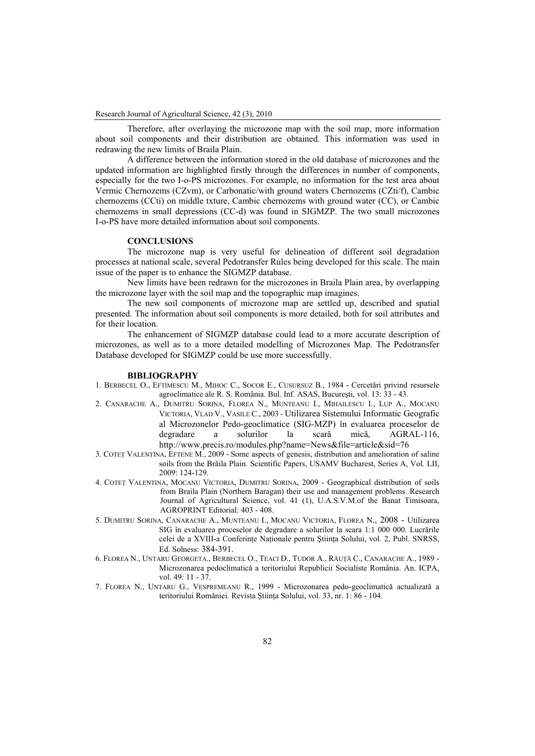Therefore, after overlaying the microzone map with the soil map, more information about soil components and their distribution are obtained. This information was used in redrawing the new limits of Braila Plain.

A difference between the information stored in the old database of microzones and the updated information are highlighted firstly through the differences in number of components, especially for the two I-o-PS microzones. For example, no information for the test area about Vermic Chernozems (CZvm), or Carbonatic/with ground waters Chernozems (CZti/f), Cambic chernozems (CCti) on middle txture, Cambic chernozems with ground water (CC), or Cambic chernozems in small depressions (CC-d) was found in SIGMZP. The two small microzones I-o-PS have more detailed information about soil components.

## CONCLUSIONS

The microzone map is very useful for delineation of different soil degradation processes at national scale, several Pedotransfer Rules being developed for this scale. The main issue of the paper is to enhance the SIGMZP database.

New limits have been redrawn for the microzones in Braila Plain area, by overlapping the microzone layer with the soil map and the topographic map imagines.

The new soil components of microzone map are settled up, described and spatial presented. The information about soil components is more detailed, both for soil attributes and for their location.

The enhancement of SIGMZP database could lead to a more accurate description of microzones, as well as to a more detailed modelling of Microzones Map. The Pedotransfer Database developed for SIGMZP could be use more successfully.

## BIBLIOGRAPHY

1. Berbecel O., Eftimescu M., Mihoc C., Socor E., Cusursuz B., 1984 - Cercetări privind resursele agroclimatice ale R. S. România. Bul. Inf. ASAS, Bucureşti, vol. 13: 33 - 43.
2. Canarache A., Dumitru Sorina, Florea N., Munteanu I., Mihailescu I., Lup A., Mocanu Victoria, Vlad V., Vasile C., 2003 - Utilizarea Sistemului Informatic Geografic al Microzonelor Pedo-geoclimatice (SIG-MZP) în evaluarea proceselor de degradare a solurilor la scară mică, AGRAL-116, http://www.precis.ro/modules.php?name=News&file=article&sid=76
3. Coteț Valentina, Eftene M., 2009 - Some aspects of genesis, distribution and amelioration of saline soils from the Brăila Plain. Scientific Papers, USAMV Bucharest, Series A, Vol. LII, 2009: 124-129.
4. Coteț Valentina, Mocanu Victoria, Dumitru Sorina, 2009 - Geographical distribution of soils from Braila Plain (Northern Baragan) their use and management problems. Research Journal of Agricultural Science, vol. 41 (1), U.A.S.V.M.of the Banat Timisoara, AGROPRINT Editorial: 403 - 408.
5. Dumitru Sorina, Canarache A., Munteanu I., Mocanu Victoria, Florea N., 2008 - Utilizarea SIG în evaluarea proceselor de degradare a solurilor la scara 1:1 000 000. Lucrările celei de a XVIII-a Conferințe Naționale pentru Știința Solului, vol. 2, Publ. SNRSS, Ed. Solness: 384-391.
6. Florea N., Untaru Georgeta., Berbecel O., Teaci D., Tudor A., Răuță C., Canarache A., 1989 - Microzonarea pedoclimatică a teritoriului Republicii Socialiste România. An. ICPA, vol. 49: 11 - 37.
7. Florea N., Untaru G., Vespremeanu R., 1999 - Microzonarea pedo-geoclimatică actualizată a teritoriului României. Revista Știința Solului, vol. 33, nr. 1: 86 - 104.